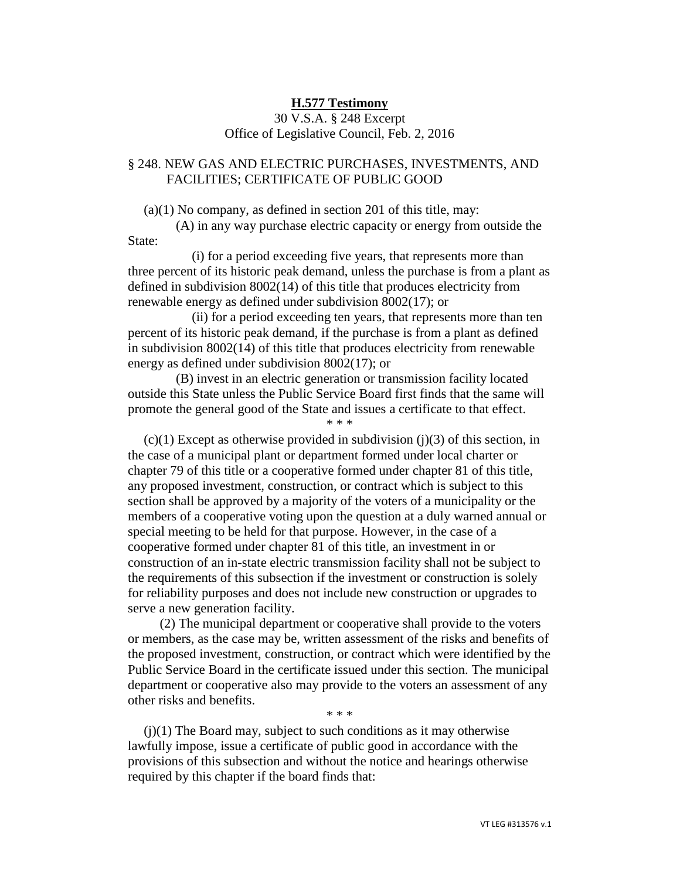**H.577 Testimony**

30 V.S.A. § 248 Excerpt

Office of Legislative Council, Feb. 2, 2016

§ 248. NEW GAS AND ELECTRIC PURCHASES, INVESTMENTS, AND FACILITIES; CERTIFICATE OF PUBLIC GOOD

(a)(1) No company, as defined in section 201 of this title, may:

(A) in any way purchase electric capacity or energy from outside the State:

(i) for a period exceeding five years, that represents more than three percent of its historic peak demand, unless the purchase is from a plant as defined in subdivision 8002(14) of this title that produces electricity from renewable energy as defined under subdivision 8002(17); or

(ii) for a period exceeding ten years, that represents more than ten percent of its historic peak demand, if the purchase is from a plant as defined in subdivision 8002(14) of this title that produces electricity from renewable energy as defined under subdivision 8002(17); or

(B) invest in an electric generation or transmission facility located outside this State unless the Public Service Board first finds that the same will promote the general good of the State and issues a certificate to that effect.

\* \* \*

(c)(1) Except as otherwise provided in subdivision (j)(3) of this section, in the case of a municipal plant or department formed under local charter or chapter 79 of this title or a cooperative formed under chapter 81 of this title, any proposed investment, construction, or contract which is subject to this section shall be approved by a majority of the voters of a municipality or the members of a cooperative voting upon the question at a duly warned annual or special meeting to be held for that purpose. However, in the case of a cooperative formed under chapter 81 of this title, an investment in or construction of an in-state electric transmission facility shall not be subject to the requirements of this subsection if the investment or construction is solely for reliability purposes and does not include new construction or upgrades to serve a new generation facility.

(2) The municipal department or cooperative shall provide to the voters or members, as the case may be, written assessment of the risks and benefits of the proposed investment, construction, or contract which were identified by the Public Service Board in the certificate issued under this section. The municipal department or cooperative also may provide to the voters an assessment of any other risks and benefits.

\* \* \*

(j)(1) The Board may, subject to such conditions as it may otherwise lawfully impose, issue a certificate of public good in accordance with the provisions of this subsection and without the notice and hearings otherwise required by this chapter if the board finds that: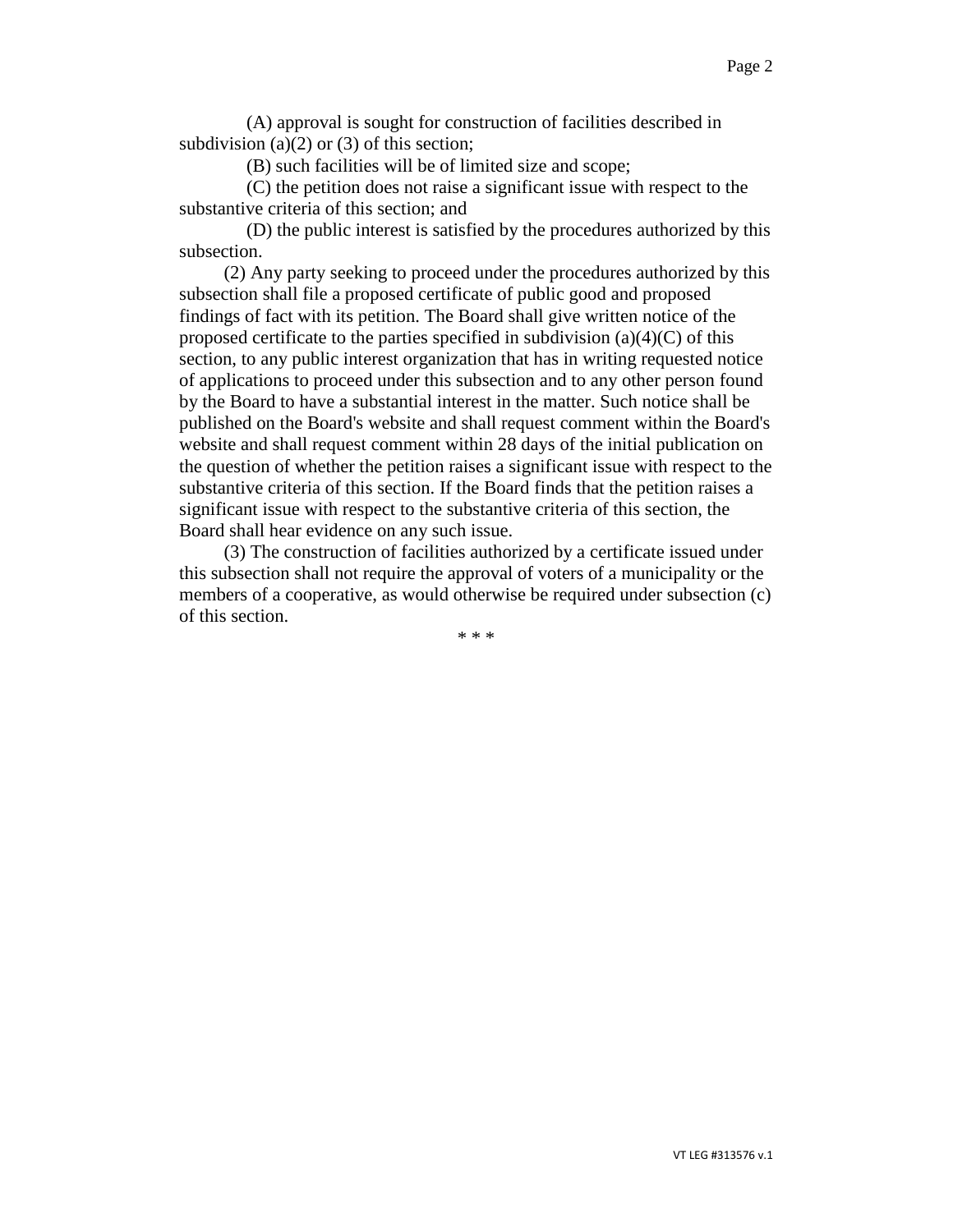(A) approval is sought for construction of facilities described in subdivision (a)(2) or (3) of this section;

(B) such facilities will be of limited size and scope;

(C) the petition does not raise a significant issue with respect to the substantive criteria of this section; and

(D) the public interest is satisfied by the procedures authorized by this subsection.

(2) Any party seeking to proceed under the procedures authorized by this subsection shall file a proposed certificate of public good and proposed findings of fact with its petition. The Board shall give written notice of the proposed certificate to the parties specified in subdivision (a)(4)(C) of this section, to any public interest organization that has in writing requested notice of applications to proceed under this subsection and to any other person found by the Board to have a substantial interest in the matter. Such notice shall be published on the Board's website and shall request comment within the Board's website and shall request comment within 28 days of the initial publication on the question of whether the petition raises a significant issue with respect to the substantive criteria of this section. If the Board finds that the petition raises a significant issue with respect to the substantive criteria of this section, the Board shall hear evidence on any such issue.

(3) The construction of facilities authorized by a certificate issued under this subsection shall not require the approval of voters of a municipality or the members of a cooperative, as would otherwise be required under subsection (c) of this section.

\* \* \*